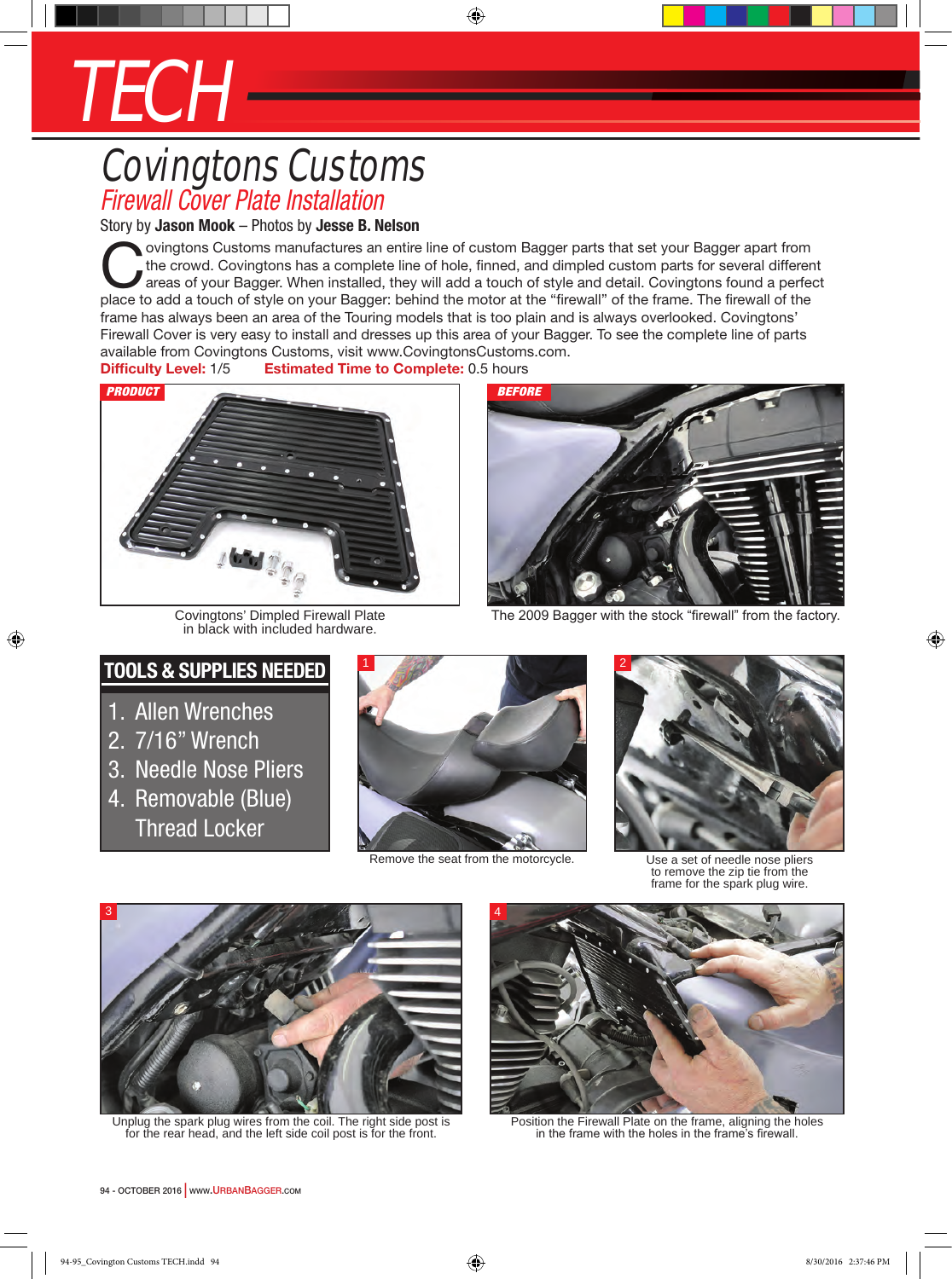# TECH

## Covingtons Customs

### Firewall Cover Plate Installation

Story by **Jason Mook** – Photos by **Jesse B. Nelson**

Covingtons Customs manufactures an entire line of custom Bagger parts that set your Bagger apart from the crowd. Covingtons has a complete line of hole, finned, and dimpled custom parts for several different areas of your Bagger. When installed, they will add a touch of style and detail. Covingtons found a perfect place to add a touch of style on your Bagger: behind the motor at the "firewall" of the frame. The firewall of the frame has always been an area of the Touring models that is too plain and is always overlooked. Covingtons' Firewall Cover is very easy to install and dresses up this area of your Bagger. To see the complete line of parts available from Covingtons Customs, visit www.CovingtonsCustoms.com.

**Difficulty Level:** 1/5 **Estimated Time to Complete:** 0.5 hours

PRODUCT

Covingtons' Dimpled Firewall Plate in black with included hardware.

BEFORE

The 2009 Bagger with the stock "firewall" from the factory.

## TOOLS & SUPPLIES NEEDED

1. Allen Wrenches
2. 7/16" Wrench
3. Needle Nose Pliers
4. Removable (Blue) Thread Locker

1 — Remove the seat from the motorcycle.

2 — Use a set of needle nose pliers to remove the zip tie from the frame for the spark plug wire.

3 — Unplug the spark plug wires from the coil. The right side post is for the rear head, and the left side coil post is for the front.

4 — Position the Firewall Plate on the frame, aligning the holes in the frame with the holes in the frame's firewall.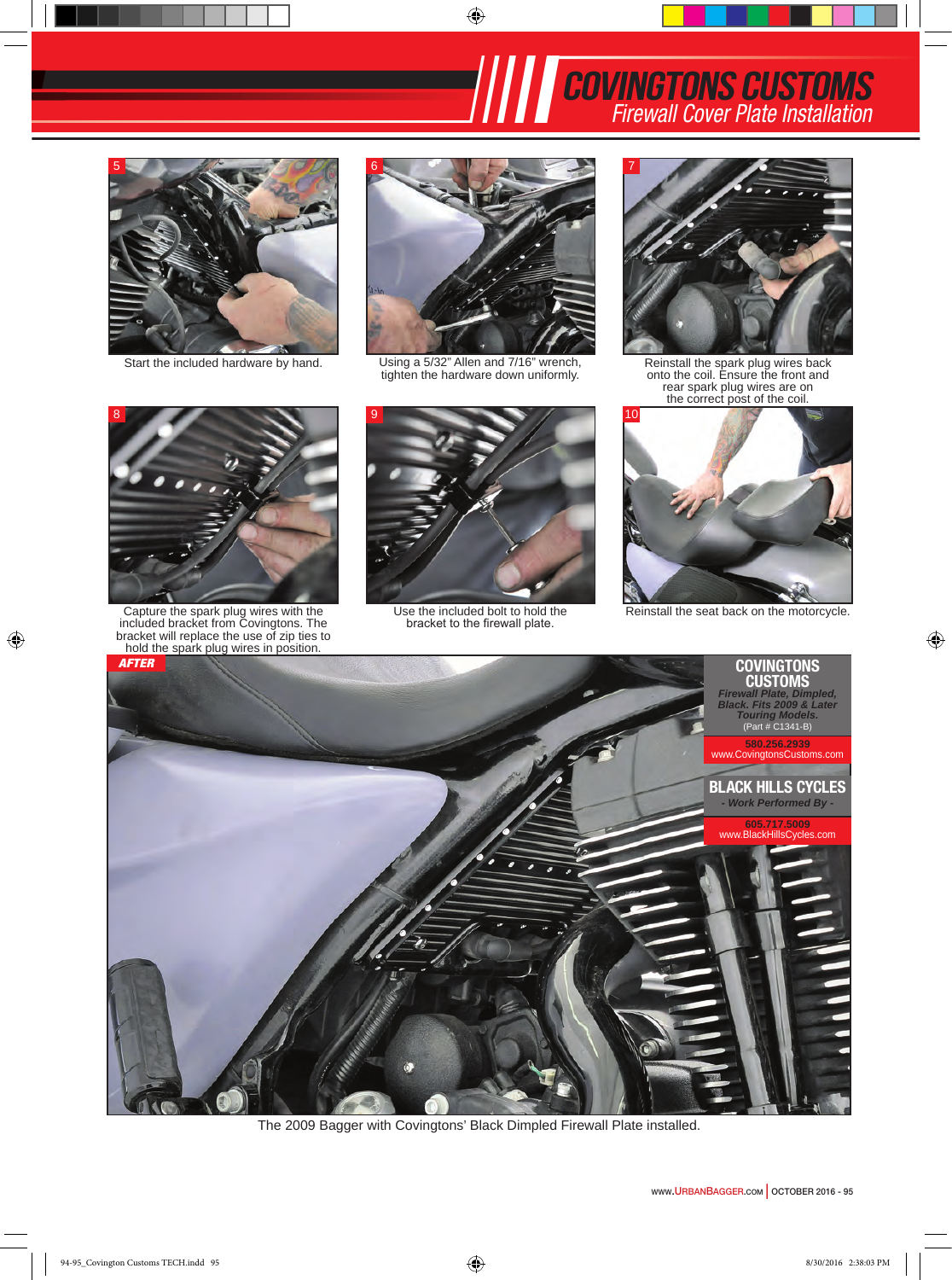# COVINGTONS CUSTOMS
## Firewall Cover Plate Installation

5

Start the included hardware by hand.

6

Using a 5/32" Allen and 7/16" wrench, tighten the hardware down uniformly.

7

Reinstall the spark plug wires back onto the coil. Ensure the front and rear spark plug wires are on the correct post of the coil.

8

Capture the spark plug wires with the included bracket from Covingtons. The bracket will replace the use of zip ties to hold the spark plug wires in position.

9

Use the included bolt to hold the bracket to the firewall plate.

10

Reinstall the seat back on the motorcycle.

AFTER

The 2009 Bagger with Covingtons' Black Dimpled Firewall Plate installed.

**COVINGTONS CUSTOMS**

*Firewall Plate, Dimpled, Black. Fits 2009 & Later Touring Models.*

(Part # C1341-B)

580.256.2939
www.CovingtonsCustoms.com

**BLACK HILLS CYCLES**

*- Work Performed By -*

605.717.5009
www.BlackHillsCycles.com